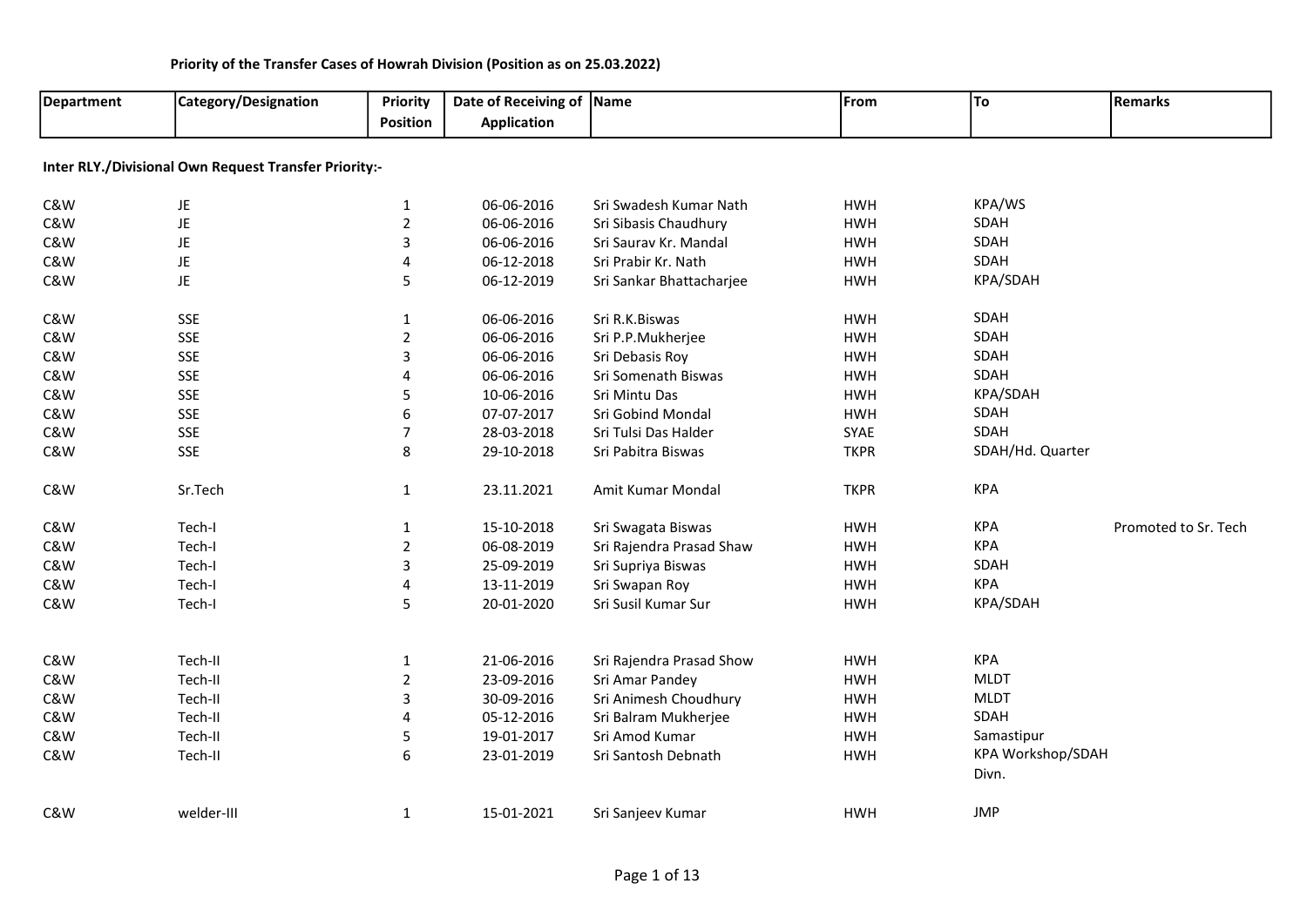**Priority of the Transfer Cases of Howrah Division (Position as on 25.03.2022)**

| Department | Category/Designation | Priority Position | Date of Receiving of Application | Name | From | To | Remarks |
|---|---|---|---|---|---|---|---|
| **Inter RLY./Divisional Own Request Transfer Priority:-** | | | | | | | |
| C&W | JE | 1 | 06-06-2016 | Sri Swadesh Kumar Nath | HWH | KPA/WS | |
| C&W | JE | 2 | 06-06-2016 | Sri Sibasis Chaudhury | HWH | SDAH | |
| C&W | JE | 3 | 06-06-2016 | Sri Saurav Kr. Mandal | HWH | SDAH | |
| C&W | JE | 4 | 06-12-2018 | Sri Prabir Kr. Nath | HWH | SDAH | |
| C&W | JE | 5 | 06-12-2019 | Sri Sankar Bhattacharjee | HWH | KPA/SDAH | |
| C&W | SSE | 1 | 06-06-2016 | Sri R.K.Biswas | HWH | SDAH | |
| C&W | SSE | 2 | 06-06-2016 | Sri P.P.Mukherjee | HWH | SDAH | |
| C&W | SSE | 3 | 06-06-2016 | Sri Debasis Roy | HWH | SDAH | |
| C&W | SSE | 4 | 06-06-2016 | Sri Somenath Biswas | HWH | SDAH | |
| C&W | SSE | 5 | 10-06-2016 | Sri Mintu Das | HWH | KPA/SDAH | |
| C&W | SSE | 6 | 07-07-2017 | Sri Gobind Mondal | HWH | SDAH | |
| C&W | SSE | 7 | 28-03-2018 | Sri Tulsi Das Halder | SYAE | SDAH | |
| C&W | SSE | 8 | 29-10-2018 | Sri Pabitra Biswas | TKPR | SDAH/Hd. Quarter | |
| C&W | Sr.Tech | 1 | 23.11.2021 | Amit Kumar Mondal | TKPR | KPA | |
| C&W | Tech-I | 1 | 15-10-2018 | Sri Swagata Biswas | HWH | KPA | Promoted to Sr. Tech |
| C&W | Tech-I | 2 | 06-08-2019 | Sri Rajendra Prasad Shaw | HWH | KPA | |
| C&W | Tech-I | 3 | 25-09-2019 | Sri Supriya Biswas | HWH | SDAH | |
| C&W | Tech-I | 4 | 13-11-2019 | Sri Swapan Roy | HWH | KPA | |
| C&W | Tech-I | 5 | 20-01-2020 | Sri Susil Kumar Sur | HWH | KPA/SDAH | |
| C&W | Tech-II | 1 | 21-06-2016 | Sri Rajendra Prasad Show | HWH | KPA | |
| C&W | Tech-II | 2 | 23-09-2016 | Sri Amar Pandey | HWH | MLDT | |
| C&W | Tech-II | 3 | 30-09-2016 | Sri Animesh Choudhury | HWH | MLDT | |
| C&W | Tech-II | 4 | 05-12-2016 | Sri Balram Mukherjee | HWH | SDAH | |
| C&W | Tech-II | 5 | 19-01-2017 | Sri Amod Kumar | HWH | Samastipur | |
| C&W | Tech-II | 6 | 23-01-2019 | Sri Santosh Debnath | HWH | KPA Workshop/SDAH Divn. | |
| C&W | welder-III | 1 | 15-01-2021 | Sri Sanjeev Kumar | HWH | JMP | |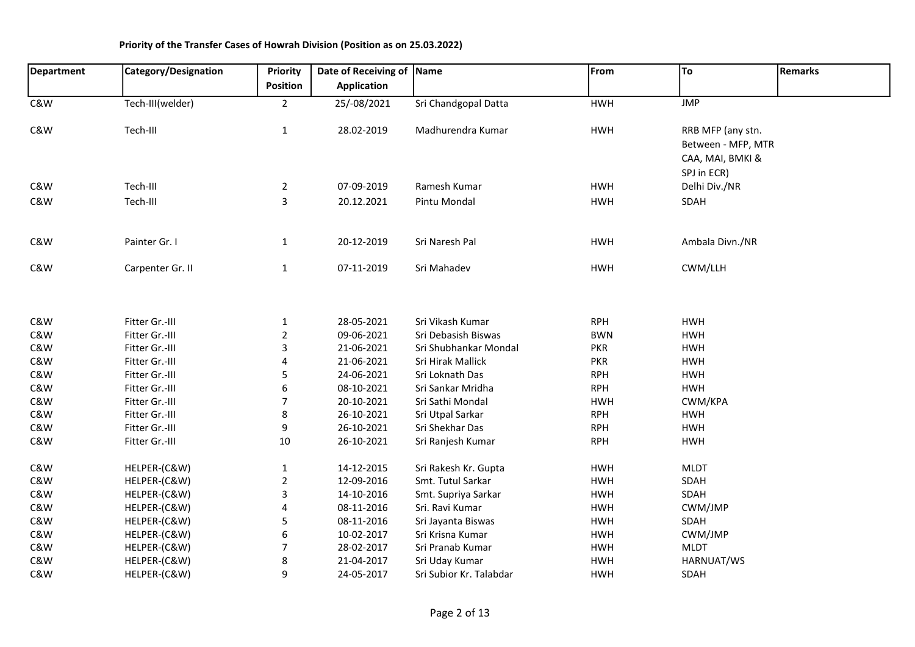**Priority of the Transfer Cases of Howrah Division (Position as on 25.03.2022)**

| Department | Category/Designation | Priority Position | Date of Receiving of Application | Name | From | To | Remarks |
|---|---|---|---|---|---|---|---|
| C&W | Tech-III(welder) | 2 | 25/-08/2021 | Sri Chandgopal Datta | HWH | JMP | |
| C&W | Tech-III | 1 | 28.02-2019 | Madhurendra Kumar | HWH | RRB MFP (any stn. Between - MFP, MTR CAA, MAI, BMKI & SPJ in ECR) | |
| C&W | Tech-III | 2 | 07-09-2019 | Ramesh Kumar | HWH | Delhi Div./NR | |
| C&W | Tech-III | 3 | 20.12.2021 | Pintu Mondal | HWH | SDAH | |
| C&W | Painter Gr. I | 1 | 20-12-2019 | Sri Naresh Pal | HWH | Ambala Divn./NR | |
| C&W | Carpenter Gr. II | 1 | 07-11-2019 | Sri Mahadev | HWH | CWM/LLH | |
| C&W | Fitter Gr.-III | 1 | 28-05-2021 | Sri Vikash Kumar | RPH | HWH | |
| C&W | Fitter Gr.-III | 2 | 09-06-2021 | Sri Debasish Biswas | BWN | HWH | |
| C&W | Fitter Gr.-III | 3 | 21-06-2021 | Sri Shubhankar Mondal | PKR | HWH | |
| C&W | Fitter Gr.-III | 4 | 21-06-2021 | Sri Hirak Mallick | PKR | HWH | |
| C&W | Fitter Gr.-III | 5 | 24-06-2021 | Sri Loknath Das | RPH | HWH | |
| C&W | Fitter Gr.-III | 6 | 08-10-2021 | Sri Sankar Mridha | RPH | HWH | |
| C&W | Fitter Gr.-III | 7 | 20-10-2021 | Sri Sathi Mondal | HWH | CWM/KPA | |
| C&W | Fitter Gr.-III | 8 | 26-10-2021 | Sri Utpal Sarkar | RPH | HWH | |
| C&W | Fitter Gr.-III | 9 | 26-10-2021 | Sri Shekhar Das | RPH | HWH | |
| C&W | Fitter Gr.-III | 10 | 26-10-2021 | Sri Ranjesh Kumar | RPH | HWH | |
| C&W | HELPER-(C&W) | 1 | 14-12-2015 | Sri Rakesh Kr. Gupta | HWH | MLDT | |
| C&W | HELPER-(C&W) | 2 | 12-09-2016 | Smt. Tutul Sarkar | HWH | SDAH | |
| C&W | HELPER-(C&W) | 3 | 14-10-2016 | Smt. Supriya Sarkar | HWH | SDAH | |
| C&W | HELPER-(C&W) | 4 | 08-11-2016 | Sri. Ravi Kumar | HWH | CWM/JMP | |
| C&W | HELPER-(C&W) | 5 | 08-11-2016 | Sri Jayanta Biswas | HWH | SDAH | |
| C&W | HELPER-(C&W) | 6 | 10-02-2017 | Sri Krisna Kumar | HWH | CWM/JMP | |
| C&W | HELPER-(C&W) | 7 | 28-02-2017 | Sri Pranab Kumar | HWH | MLDT | |
| C&W | HELPER-(C&W) | 8 | 21-04-2017 | Sri Uday Kumar | HWH | HARNUAT/WS | |
| C&W | HELPER-(C&W) | 9 | 24-05-2017 | Sri Subior Kr. Talabdar | HWH | SDAH | |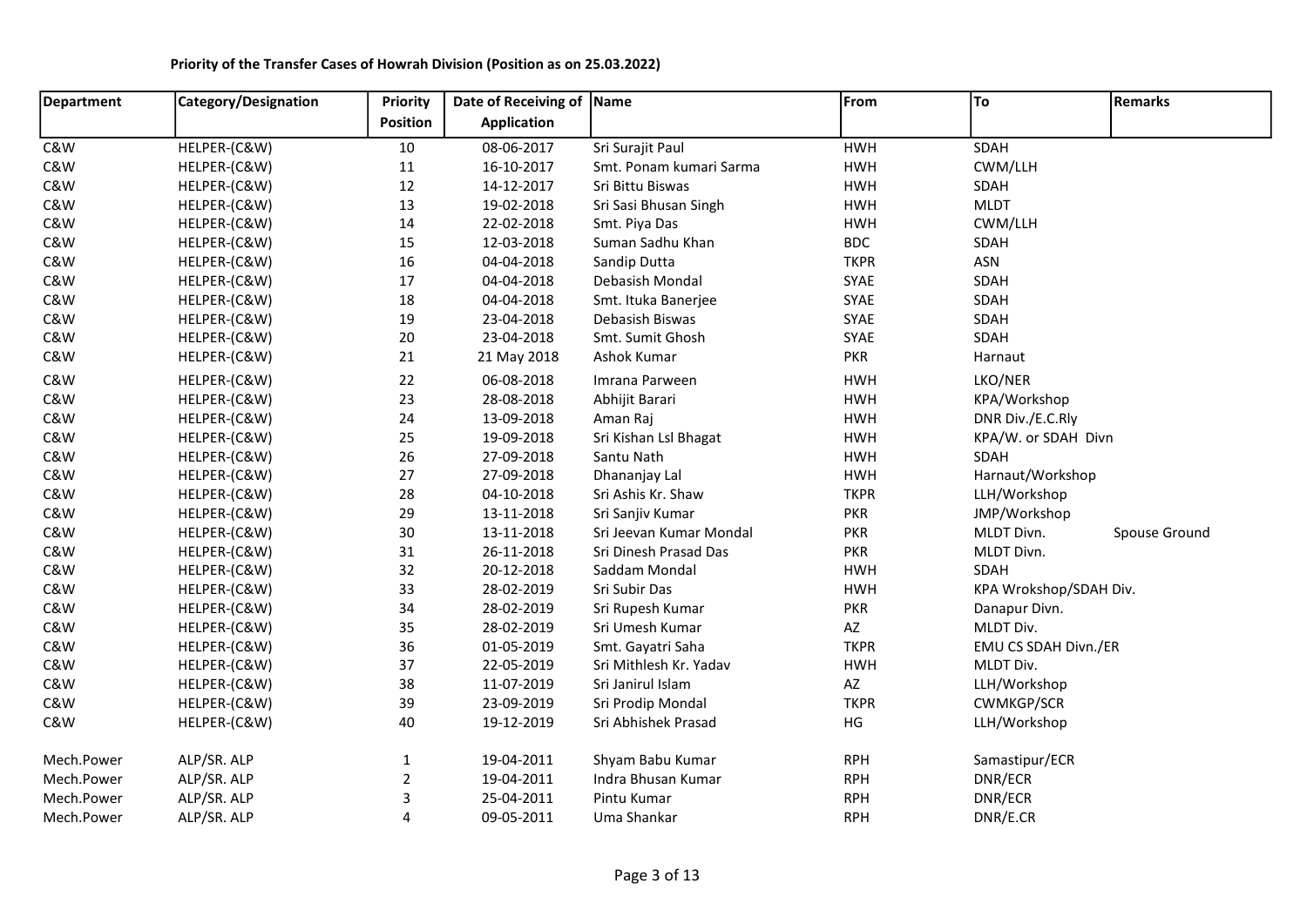**Priority of the Transfer Cases of Howrah Division (Position as on 25.03.2022)**

| Department | Category/Designation | Priority Position | Date of Receiving of Application | Name | From | To | Remarks |
|---|---|---|---|---|---|---|---|
| C&W | HELPER-(C&W) | 10 | 08-06-2017 | Sri Surajit Paul | HWH | SDAH | |
| C&W | HELPER-(C&W) | 11 | 16-10-2017 | Smt. Ponam kumari Sarma | HWH | CWM/LLH | |
| C&W | HELPER-(C&W) | 12 | 14-12-2017 | Sri Bittu Biswas | HWH | SDAH | |
| C&W | HELPER-(C&W) | 13 | 19-02-2018 | Sri Sasi Bhusan Singh | HWH | MLDT | |
| C&W | HELPER-(C&W) | 14 | 22-02-2018 | Smt. Piya Das | HWH | CWM/LLH | |
| C&W | HELPER-(C&W) | 15 | 12-03-2018 | Suman Sadhu Khan | BDC | SDAH | |
| C&W | HELPER-(C&W) | 16 | 04-04-2018 | Sandip Dutta | TKPR | ASN | |
| C&W | HELPER-(C&W) | 17 | 04-04-2018 | Debasish Mondal | SYAE | SDAH | |
| C&W | HELPER-(C&W) | 18 | 04-04-2018 | Smt. Ituka Banerjee | SYAE | SDAH | |
| C&W | HELPER-(C&W) | 19 | 23-04-2018 | Debasish Biswas | SYAE | SDAH | |
| C&W | HELPER-(C&W) | 20 | 23-04-2018 | Smt. Sumit Ghosh | SYAE | SDAH | |
| C&W | HELPER-(C&W) | 21 | 21 May 2018 | Ashok Kumar | PKR | Harnaut | |
| C&W | HELPER-(C&W) | 22 | 06-08-2018 | Imrana Parween | HWH | LKO/NER | |
| C&W | HELPER-(C&W) | 23 | 28-08-2018 | Abhijit Barari | HWH | KPA/Workshop | |
| C&W | HELPER-(C&W) | 24 | 13-09-2018 | Aman Raj | HWH | DNR Div./E.C.Rly | |
| C&W | HELPER-(C&W) | 25 | 19-09-2018 | Sri Kishan Lsl Bhagat | HWH | KPA/W. or SDAH Divn | |
| C&W | HELPER-(C&W) | 26 | 27-09-2018 | Santu Nath | HWH | SDAH | |
| C&W | HELPER-(C&W) | 27 | 27-09-2018 | Dhananjay Lal | HWH | Harnaut/Workshop | |
| C&W | HELPER-(C&W) | 28 | 04-10-2018 | Sri Ashis Kr. Shaw | TKPR | LLH/Workshop | |
| C&W | HELPER-(C&W) | 29 | 13-11-2018 | Sri Sanjiv Kumar | PKR | JMP/Workshop | |
| C&W | HELPER-(C&W) | 30 | 13-11-2018 | Sri Jeevan Kumar Mondal | PKR | MLDT Divn. | Spouse Ground |
| C&W | HELPER-(C&W) | 31 | 26-11-2018 | Sri Dinesh Prasad Das | PKR | MLDT Divn. | |
| C&W | HELPER-(C&W) | 32 | 20-12-2018 | Saddam Mondal | HWH | SDAH | |
| C&W | HELPER-(C&W) | 33 | 28-02-2019 | Sri Subir Das | HWH | KPA Wrokshop/SDAH Div. | |
| C&W | HELPER-(C&W) | 34 | 28-02-2019 | Sri Rupesh Kumar | PKR | Danapur Divn. | |
| C&W | HELPER-(C&W) | 35 | 28-02-2019 | Sri Umesh Kumar | AZ | MLDT Div. | |
| C&W | HELPER-(C&W) | 36 | 01-05-2019 | Smt. Gayatri Saha | TKPR | EMU CS SDAH Divn./ER | |
| C&W | HELPER-(C&W) | 37 | 22-05-2019 | Sri Mithlesh Kr. Yadav | HWH | MLDT Div. | |
| C&W | HELPER-(C&W) | 38 | 11-07-2019 | Sri Janirul Islam | AZ | LLH/Workshop | |
| C&W | HELPER-(C&W) | 39 | 23-09-2019 | Sri Prodip Mondal | TKPR | CWMKGP/SCR | |
| C&W | HELPER-(C&W) | 40 | 19-12-2019 | Sri Abhishek Prasad | HG | LLH/Workshop | |
| Mech.Power | ALP/SR. ALP | 1 | 19-04-2011 | Shyam Babu Kumar | RPH | Samastipur/ECR | |
| Mech.Power | ALP/SR. ALP | 2 | 19-04-2011 | Indra Bhusan Kumar | RPH | DNR/ECR | |
| Mech.Power | ALP/SR. ALP | 3 | 25-04-2011 | Pintu Kumar | RPH | DNR/ECR | |
| Mech.Power | ALP/SR. ALP | 4 | 09-05-2011 | Uma Shankar | RPH | DNR/E.CR | |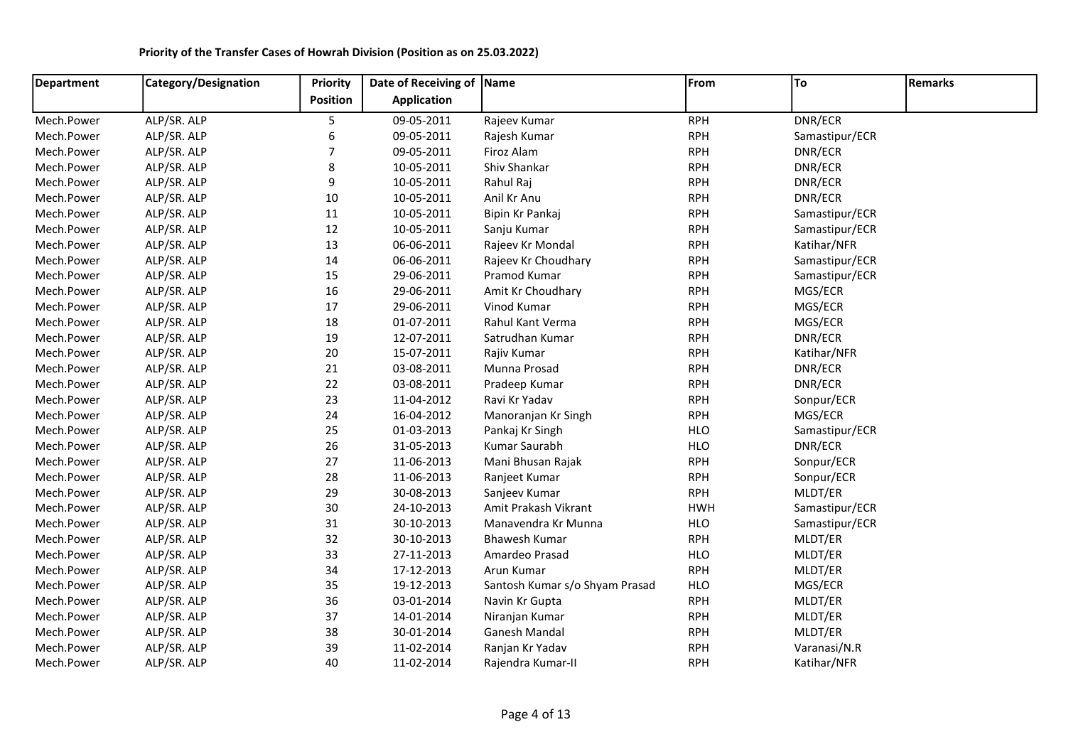**Priority of the Transfer Cases of Howrah Division (Position as on 25.03.2022)**

| Department | Category/Designation | Priority Position | Date of Receiving of Application | Name | From | To | Remarks |
|---|---|---|---|---|---|---|---|
| Mech.Power | ALP/SR. ALP | 5 | 09-05-2011 | Rajeev Kumar | RPH | DNR/ECR | |
| Mech.Power | ALP/SR. ALP | 6 | 09-05-2011 | Rajesh Kumar | RPH | Samastipur/ECR | |
| Mech.Power | ALP/SR. ALP | 7 | 09-05-2011 | Firoz Alam | RPH | DNR/ECR | |
| Mech.Power | ALP/SR. ALP | 8 | 10-05-2011 | Shiv Shankar | RPH | DNR/ECR | |
| Mech.Power | ALP/SR. ALP | 9 | 10-05-2011 | Rahul Raj | RPH | DNR/ECR | |
| Mech.Power | ALP/SR. ALP | 10 | 10-05-2011 | Anil Kr Anu | RPH | DNR/ECR | |
| Mech.Power | ALP/SR. ALP | 11 | 10-05-2011 | Bipin Kr Pankaj | RPH | Samastipur/ECR | |
| Mech.Power | ALP/SR. ALP | 12 | 10-05-2011 | Sanju Kumar | RPH | Samastipur/ECR | |
| Mech.Power | ALP/SR. ALP | 13 | 06-06-2011 | Rajeev Kr Mondal | RPH | Katihar/NFR | |
| Mech.Power | ALP/SR. ALP | 14 | 06-06-2011 | Rajeev Kr Choudhary | RPH | Samastipur/ECR | |
| Mech.Power | ALP/SR. ALP | 15 | 29-06-2011 | Pramod Kumar | RPH | Samastipur/ECR | |
| Mech.Power | ALP/SR. ALP | 16 | 29-06-2011 | Amit Kr Choudhary | RPH | MGS/ECR | |
| Mech.Power | ALP/SR. ALP | 17 | 29-06-2011 | Vinod Kumar | RPH | MGS/ECR | |
| Mech.Power | ALP/SR. ALP | 18 | 01-07-2011 | Rahul Kant Verma | RPH | MGS/ECR | |
| Mech.Power | ALP/SR. ALP | 19 | 12-07-2011 | Satrudhan Kumar | RPH | DNR/ECR | |
| Mech.Power | ALP/SR. ALP | 20 | 15-07-2011 | Rajiv Kumar | RPH | Katihar/NFR | |
| Mech.Power | ALP/SR. ALP | 21 | 03-08-2011 | Munna Prosad | RPH | DNR/ECR | |
| Mech.Power | ALP/SR. ALP | 22 | 03-08-2011 | Pradeep Kumar | RPH | DNR/ECR | |
| Mech.Power | ALP/SR. ALP | 23 | 11-04-2012 | Ravi Kr Yadav | RPH | Sonpur/ECR | |
| Mech.Power | ALP/SR. ALP | 24 | 16-04-2012 | Manoranjan Kr Singh | RPH | MGS/ECR | |
| Mech.Power | ALP/SR. ALP | 25 | 01-03-2013 | Pankaj Kr Singh | HLO | Samastipur/ECR | |
| Mech.Power | ALP/SR. ALP | 26 | 31-05-2013 | Kumar Saurabh | HLO | DNR/ECR | |
| Mech.Power | ALP/SR. ALP | 27 | 11-06-2013 | Mani Bhusan Rajak | RPH | Sonpur/ECR | |
| Mech.Power | ALP/SR. ALP | 28 | 11-06-2013 | Ranjeet Kumar | RPH | Sonpur/ECR | |
| Mech.Power | ALP/SR. ALP | 29 | 30-08-2013 | Sanjeev Kumar | RPH | MLDT/ER | |
| Mech.Power | ALP/SR. ALP | 30 | 24-10-2013 | Amit Prakash Vikrant | HWH | Samastipur/ECR | |
| Mech.Power | ALP/SR. ALP | 31 | 30-10-2013 | Manavendra Kr Munna | HLO | Samastipur/ECR | |
| Mech.Power | ALP/SR. ALP | 32 | 30-10-2013 | Bhawesh Kumar | RPH | MLDT/ER | |
| Mech.Power | ALP/SR. ALP | 33 | 27-11-2013 | Amardeo Prasad | HLO | MLDT/ER | |
| Mech.Power | ALP/SR. ALP | 34 | 17-12-2013 | Arun Kumar | RPH | MLDT/ER | |
| Mech.Power | ALP/SR. ALP | 35 | 19-12-2013 | Santosh Kumar s/o Shyam Prasad | HLO | MGS/ECR | |
| Mech.Power | ALP/SR. ALP | 36 | 03-01-2014 | Navin Kr Gupta | RPH | MLDT/ER | |
| Mech.Power | ALP/SR. ALP | 37 | 14-01-2014 | Niranjan Kumar | RPH | MLDT/ER | |
| Mech.Power | ALP/SR. ALP | 38 | 30-01-2014 | Ganesh Mandal | RPH | MLDT/ER | |
| Mech.Power | ALP/SR. ALP | 39 | 11-02-2014 | Ranjan Kr Yadav | RPH | Varanasi/N.R | |
| Mech.Power | ALP/SR. ALP | 40 | 11-02-2014 | Rajendra Kumar-II | RPH | Katihar/NFR | |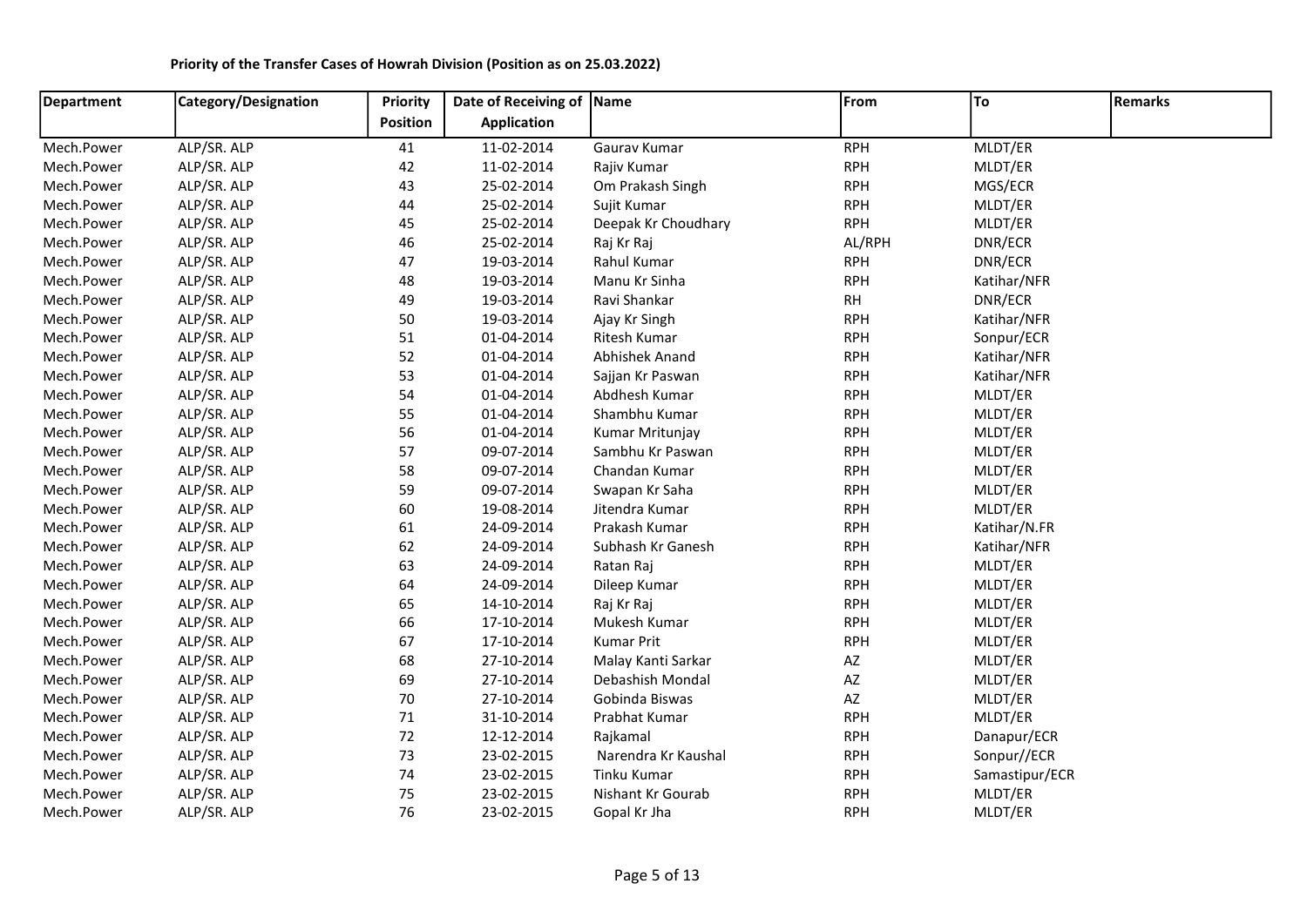**Priority of the Transfer Cases of Howrah Division (Position as on 25.03.2022)**

| Department | Category/Designation | Priority Position | Date of Receiving of Application | Name | From | To | Remarks |
|---|---|---|---|---|---|---|---|
| Mech.Power | ALP/SR. ALP | 41 | 11-02-2014 | Gaurav Kumar | RPH | MLDT/ER | |
| Mech.Power | ALP/SR. ALP | 42 | 11-02-2014 | Rajiv Kumar | RPH | MLDT/ER | |
| Mech.Power | ALP/SR. ALP | 43 | 25-02-2014 | Om Prakash Singh | RPH | MGS/ECR | |
| Mech.Power | ALP/SR. ALP | 44 | 25-02-2014 | Sujit Kumar | RPH | MLDT/ER | |
| Mech.Power | ALP/SR. ALP | 45 | 25-02-2014 | Deepak Kr Choudhary | RPH | MLDT/ER | |
| Mech.Power | ALP/SR. ALP | 46 | 25-02-2014 | Raj Kr Raj | AL/RPH | DNR/ECR | |
| Mech.Power | ALP/SR. ALP | 47 | 19-03-2014 | Rahul Kumar | RPH | DNR/ECR | |
| Mech.Power | ALP/SR. ALP | 48 | 19-03-2014 | Manu Kr Sinha | RPH | Katihar/NFR | |
| Mech.Power | ALP/SR. ALP | 49 | 19-03-2014 | Ravi Shankar | RH | DNR/ECR | |
| Mech.Power | ALP/SR. ALP | 50 | 19-03-2014 | Ajay Kr Singh | RPH | Katihar/NFR | |
| Mech.Power | ALP/SR. ALP | 51 | 01-04-2014 | Ritesh Kumar | RPH | Sonpur/ECR | |
| Mech.Power | ALP/SR. ALP | 52 | 01-04-2014 | Abhishek Anand | RPH | Katihar/NFR | |
| Mech.Power | ALP/SR. ALP | 53 | 01-04-2014 | Sajjan Kr Paswan | RPH | Katihar/NFR | |
| Mech.Power | ALP/SR. ALP | 54 | 01-04-2014 | Abdhesh Kumar | RPH | MLDT/ER | |
| Mech.Power | ALP/SR. ALP | 55 | 01-04-2014 | Shambhu Kumar | RPH | MLDT/ER | |
| Mech.Power | ALP/SR. ALP | 56 | 01-04-2014 | Kumar Mritunjay | RPH | MLDT/ER | |
| Mech.Power | ALP/SR. ALP | 57 | 09-07-2014 | Sambhu Kr Paswan | RPH | MLDT/ER | |
| Mech.Power | ALP/SR. ALP | 58 | 09-07-2014 | Chandan Kumar | RPH | MLDT/ER | |
| Mech.Power | ALP/SR. ALP | 59 | 09-07-2014 | Swapan Kr Saha | RPH | MLDT/ER | |
| Mech.Power | ALP/SR. ALP | 60 | 19-08-2014 | Jitendra Kumar | RPH | MLDT/ER | |
| Mech.Power | ALP/SR. ALP | 61 | 24-09-2014 | Prakash Kumar | RPH | Katihar/N.FR | |
| Mech.Power | ALP/SR. ALP | 62 | 24-09-2014 | Subhash Kr Ganesh | RPH | Katihar/NFR | |
| Mech.Power | ALP/SR. ALP | 63 | 24-09-2014 | Ratan Raj | RPH | MLDT/ER | |
| Mech.Power | ALP/SR. ALP | 64 | 24-09-2014 | Dileep Kumar | RPH | MLDT/ER | |
| Mech.Power | ALP/SR. ALP | 65 | 14-10-2014 | Raj Kr Raj | RPH | MLDT/ER | |
| Mech.Power | ALP/SR. ALP | 66 | 17-10-2014 | Mukesh Kumar | RPH | MLDT/ER | |
| Mech.Power | ALP/SR. ALP | 67 | 17-10-2014 | Kumar Prit | RPH | MLDT/ER | |
| Mech.Power | ALP/SR. ALP | 68 | 27-10-2014 | Malay Kanti Sarkar | AZ | MLDT/ER | |
| Mech.Power | ALP/SR. ALP | 69 | 27-10-2014 | Debashish Mondal | AZ | MLDT/ER | |
| Mech.Power | ALP/SR. ALP | 70 | 27-10-2014 | Gobinda Biswas | AZ | MLDT/ER | |
| Mech.Power | ALP/SR. ALP | 71 | 31-10-2014 | Prabhat Kumar | RPH | MLDT/ER | |
| Mech.Power | ALP/SR. ALP | 72 | 12-12-2014 | Rajkamal | RPH | Danapur/ECR | |
| Mech.Power | ALP/SR. ALP | 73 | 23-02-2015 | Narendra Kr Kaushal | RPH | Sonpur//ECR | |
| Mech.Power | ALP/SR. ALP | 74 | 23-02-2015 | Tinku Kumar | RPH | Samastipur/ECR | |
| Mech.Power | ALP/SR. ALP | 75 | 23-02-2015 | Nishant Kr Gourab | RPH | MLDT/ER | |
| Mech.Power | ALP/SR. ALP | 76 | 23-02-2015 | Gopal Kr Jha | RPH | MLDT/ER | |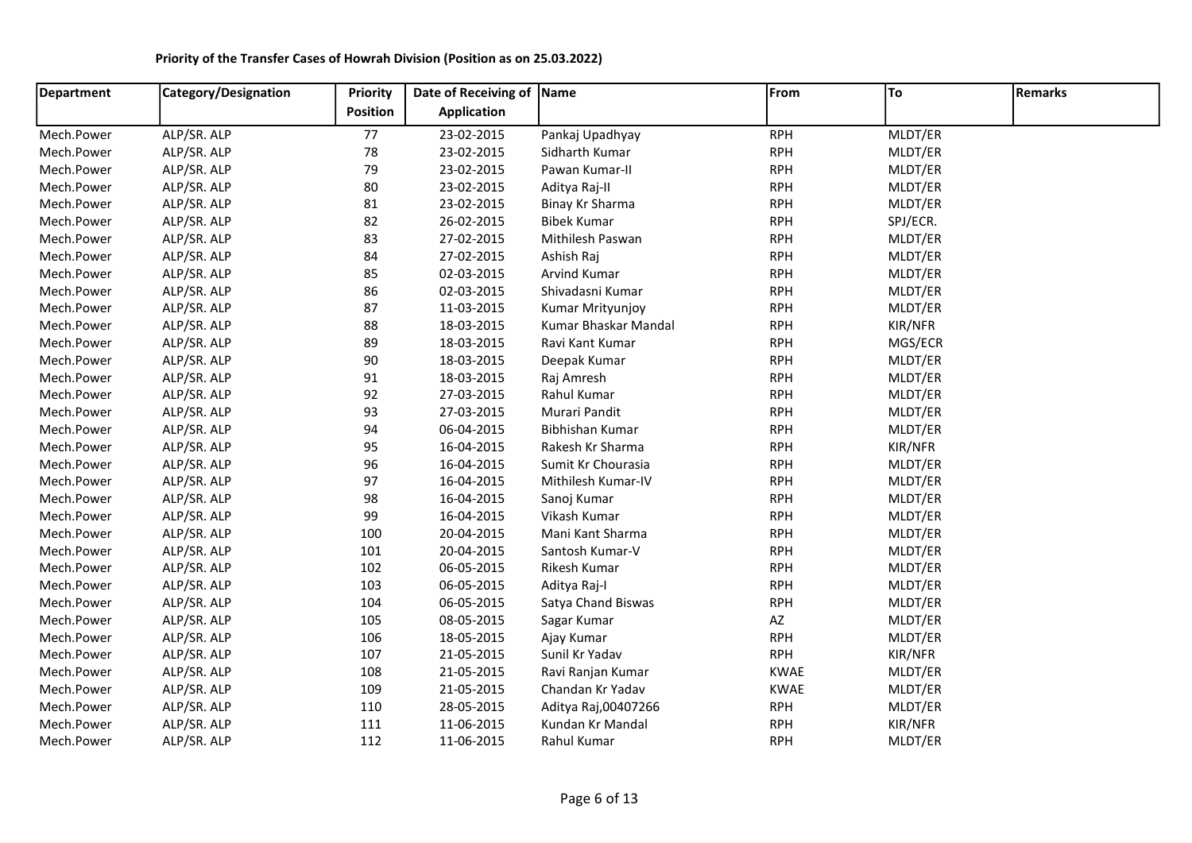**Priority of the Transfer Cases of Howrah Division (Position as on 25.03.2022)**

| Department | Category/Designation | Priority Position | Date of Receiving of Application | Name | From | To | Remarks |
|---|---|---|---|---|---|---|---|
| Mech.Power | ALP/SR. ALP | 77 | 23-02-2015 | Pankaj Upadhyay | RPH | MLDT/ER | |
| Mech.Power | ALP/SR. ALP | 78 | 23-02-2015 | Sidharth Kumar | RPH | MLDT/ER | |
| Mech.Power | ALP/SR. ALP | 79 | 23-02-2015 | Pawan Kumar-II | RPH | MLDT/ER | |
| Mech.Power | ALP/SR. ALP | 80 | 23-02-2015 | Aditya Raj-II | RPH | MLDT/ER | |
| Mech.Power | ALP/SR. ALP | 81 | 23-02-2015 | Binay Kr Sharma | RPH | MLDT/ER | |
| Mech.Power | ALP/SR. ALP | 82 | 26-02-2015 | Bibek Kumar | RPH | SPJ/ECR. | |
| Mech.Power | ALP/SR. ALP | 83 | 27-02-2015 | Mithilesh Paswan | RPH | MLDT/ER | |
| Mech.Power | ALP/SR. ALP | 84 | 27-02-2015 | Ashish Raj | RPH | MLDT/ER | |
| Mech.Power | ALP/SR. ALP | 85 | 02-03-2015 | Arvind Kumar | RPH | MLDT/ER | |
| Mech.Power | ALP/SR. ALP | 86 | 02-03-2015 | Shivadasni Kumar | RPH | MLDT/ER | |
| Mech.Power | ALP/SR. ALP | 87 | 11-03-2015 | Kumar Mrityunjoy | RPH | MLDT/ER | |
| Mech.Power | ALP/SR. ALP | 88 | 18-03-2015 | Kumar Bhaskar Mandal | RPH | KIR/NFR | |
| Mech.Power | ALP/SR. ALP | 89 | 18-03-2015 | Ravi Kant Kumar | RPH | MGS/ECR | |
| Mech.Power | ALP/SR. ALP | 90 | 18-03-2015 | Deepak Kumar | RPH | MLDT/ER | |
| Mech.Power | ALP/SR. ALP | 91 | 18-03-2015 | Raj Amresh | RPH | MLDT/ER | |
| Mech.Power | ALP/SR. ALP | 92 | 27-03-2015 | Rahul Kumar | RPH | MLDT/ER | |
| Mech.Power | ALP/SR. ALP | 93 | 27-03-2015 | Murari Pandit | RPH | MLDT/ER | |
| Mech.Power | ALP/SR. ALP | 94 | 06-04-2015 | Bibhishan Kumar | RPH | MLDT/ER | |
| Mech.Power | ALP/SR. ALP | 95 | 16-04-2015 | Rakesh Kr Sharma | RPH | KIR/NFR | |
| Mech.Power | ALP/SR. ALP | 96 | 16-04-2015 | Sumit Kr Chourasia | RPH | MLDT/ER | |
| Mech.Power | ALP/SR. ALP | 97 | 16-04-2015 | Mithilesh Kumar-IV | RPH | MLDT/ER | |
| Mech.Power | ALP/SR. ALP | 98 | 16-04-2015 | Sanoj Kumar | RPH | MLDT/ER | |
| Mech.Power | ALP/SR. ALP | 99 | 16-04-2015 | Vikash Kumar | RPH | MLDT/ER | |
| Mech.Power | ALP/SR. ALP | 100 | 20-04-2015 | Mani Kant Sharma | RPH | MLDT/ER | |
| Mech.Power | ALP/SR. ALP | 101 | 20-04-2015 | Santosh Kumar-V | RPH | MLDT/ER | |
| Mech.Power | ALP/SR. ALP | 102 | 06-05-2015 | Rikesh Kumar | RPH | MLDT/ER | |
| Mech.Power | ALP/SR. ALP | 103 | 06-05-2015 | Aditya Raj-I | RPH | MLDT/ER | |
| Mech.Power | ALP/SR. ALP | 104 | 06-05-2015 | Satya Chand Biswas | RPH | MLDT/ER | |
| Mech.Power | ALP/SR. ALP | 105 | 08-05-2015 | Sagar Kumar | AZ | MLDT/ER | |
| Mech.Power | ALP/SR. ALP | 106 | 18-05-2015 | Ajay Kumar | RPH | MLDT/ER | |
| Mech.Power | ALP/SR. ALP | 107 | 21-05-2015 | Sunil Kr Yadav | RPH | KIR/NFR | |
| Mech.Power | ALP/SR. ALP | 108 | 21-05-2015 | Ravi Ranjan Kumar | KWAE | MLDT/ER | |
| Mech.Power | ALP/SR. ALP | 109 | 21-05-2015 | Chandan Kr Yadav | KWAE | MLDT/ER | |
| Mech.Power | ALP/SR. ALP | 110 | 28-05-2015 | Aditya Raj,00407266 | RPH | MLDT/ER | |
| Mech.Power | ALP/SR. ALP | 111 | 11-06-2015 | Kundan Kr Mandal | RPH | KIR/NFR | |
| Mech.Power | ALP/SR. ALP | 112 | 11-06-2015 | Rahul Kumar | RPH | MLDT/ER | |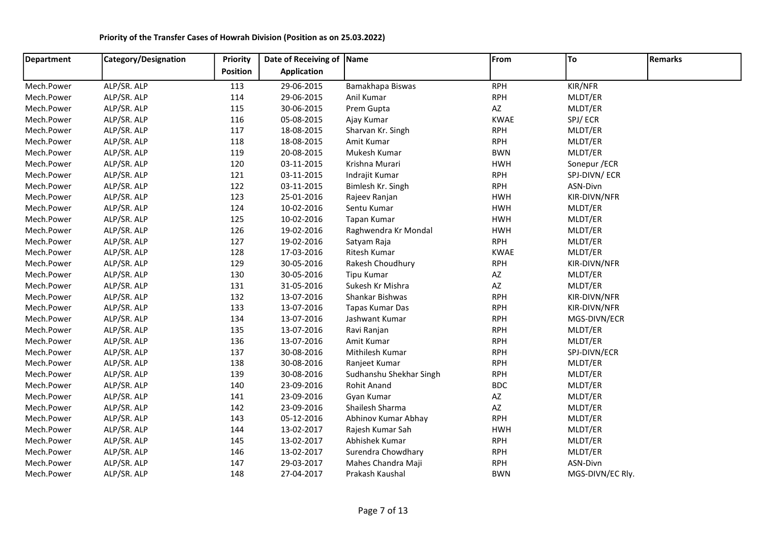**Priority of the Transfer Cases of Howrah Division (Position as on 25.03.2022)**

| Department | Category/Designation | Priority Position | Date of Receiving of Application | Name | From | To | Remarks |
|---|---|---|---|---|---|---|---|
| Mech.Power | ALP/SR. ALP | 113 | 29-06-2015 | Bamakhapa Biswas | RPH | KIR/NFR | |
| Mech.Power | ALP/SR. ALP | 114 | 29-06-2015 | Anil Kumar | RPH | MLDT/ER | |
| Mech.Power | ALP/SR. ALP | 115 | 30-06-2015 | Prem Gupta | AZ | MLDT/ER | |
| Mech.Power | ALP/SR. ALP | 116 | 05-08-2015 | Ajay Kumar | KWAE | SPJ/ ECR | |
| Mech.Power | ALP/SR. ALP | 117 | 18-08-2015 | Sharvan Kr. Singh | RPH | MLDT/ER | |
| Mech.Power | ALP/SR. ALP | 118 | 18-08-2015 | Amit Kumar | RPH | MLDT/ER | |
| Mech.Power | ALP/SR. ALP | 119 | 20-08-2015 | Mukesh Kumar | BWN | MLDT/ER | |
| Mech.Power | ALP/SR. ALP | 120 | 03-11-2015 | Krishna Murari | HWH | Sonepur /ECR | |
| Mech.Power | ALP/SR. ALP | 121 | 03-11-2015 | Indrajit Kumar | RPH | SPJ-DIVN/ ECR | |
| Mech.Power | ALP/SR. ALP | 122 | 03-11-2015 | Bimlesh Kr. Singh | RPH | ASN-Divn | |
| Mech.Power | ALP/SR. ALP | 123 | 25-01-2016 | Rajeev Ranjan | HWH | KIR-DIVN/NFR | |
| Mech.Power | ALP/SR. ALP | 124 | 10-02-2016 | Sentu Kumar | HWH | MLDT/ER | |
| Mech.Power | ALP/SR. ALP | 125 | 10-02-2016 | Tapan Kumar | HWH | MLDT/ER | |
| Mech.Power | ALP/SR. ALP | 126 | 19-02-2016 | Raghwendra Kr Mondal | HWH | MLDT/ER | |
| Mech.Power | ALP/SR. ALP | 127 | 19-02-2016 | Satyam Raja | RPH | MLDT/ER | |
| Mech.Power | ALP/SR. ALP | 128 | 17-03-2016 | Ritesh Kumar | KWAE | MLDT/ER | |
| Mech.Power | ALP/SR. ALP | 129 | 30-05-2016 | Rakesh Choudhury | RPH | KIR-DIVN/NFR | |
| Mech.Power | ALP/SR. ALP | 130 | 30-05-2016 | Tipu Kumar | AZ | MLDT/ER | |
| Mech.Power | ALP/SR. ALP | 131 | 31-05-2016 | Sukesh Kr Mishra | AZ | MLDT/ER | |
| Mech.Power | ALP/SR. ALP | 132 | 13-07-2016 | Shankar Bishwas | RPH | KIR-DIVN/NFR | |
| Mech.Power | ALP/SR. ALP | 133 | 13-07-2016 | Tapas Kumar Das | RPH | KIR-DIVN/NFR | |
| Mech.Power | ALP/SR. ALP | 134 | 13-07-2016 | Jashwant Kumar | RPH | MGS-DIVN/ECR | |
| Mech.Power | ALP/SR. ALP | 135 | 13-07-2016 | Ravi Ranjan | RPH | MLDT/ER | |
| Mech.Power | ALP/SR. ALP | 136 | 13-07-2016 | Amit Kumar | RPH | MLDT/ER | |
| Mech.Power | ALP/SR. ALP | 137 | 30-08-2016 | Mithilesh Kumar | RPH | SPJ-DIVN/ECR | |
| Mech.Power | ALP/SR. ALP | 138 | 30-08-2016 | Ranjeet Kumar | RPH | MLDT/ER | |
| Mech.Power | ALP/SR. ALP | 139 | 30-08-2016 | Sudhanshu Shekhar Singh | RPH | MLDT/ER | |
| Mech.Power | ALP/SR. ALP | 140 | 23-09-2016 | Rohit Anand | BDC | MLDT/ER | |
| Mech.Power | ALP/SR. ALP | 141 | 23-09-2016 | Gyan Kumar | AZ | MLDT/ER | |
| Mech.Power | ALP/SR. ALP | 142 | 23-09-2016 | Shailesh Sharma | AZ | MLDT/ER | |
| Mech.Power | ALP/SR. ALP | 143 | 05-12-2016 | Abhinov Kumar Abhay | RPH | MLDT/ER | |
| Mech.Power | ALP/SR. ALP | 144 | 13-02-2017 | Rajesh Kumar Sah | HWH | MLDT/ER | |
| Mech.Power | ALP/SR. ALP | 145 | 13-02-2017 | Abhishek Kumar | RPH | MLDT/ER | |
| Mech.Power | ALP/SR. ALP | 146 | 13-02-2017 | Surendra Chowdhary | RPH | MLDT/ER | |
| Mech.Power | ALP/SR. ALP | 147 | 29-03-2017 | Mahes Chandra Maji | RPH | ASN-Divn | |
| Mech.Power | ALP/SR. ALP | 148 | 27-04-2017 | Prakash Kaushal | BWN | MGS-DIVN/EC Rly. | |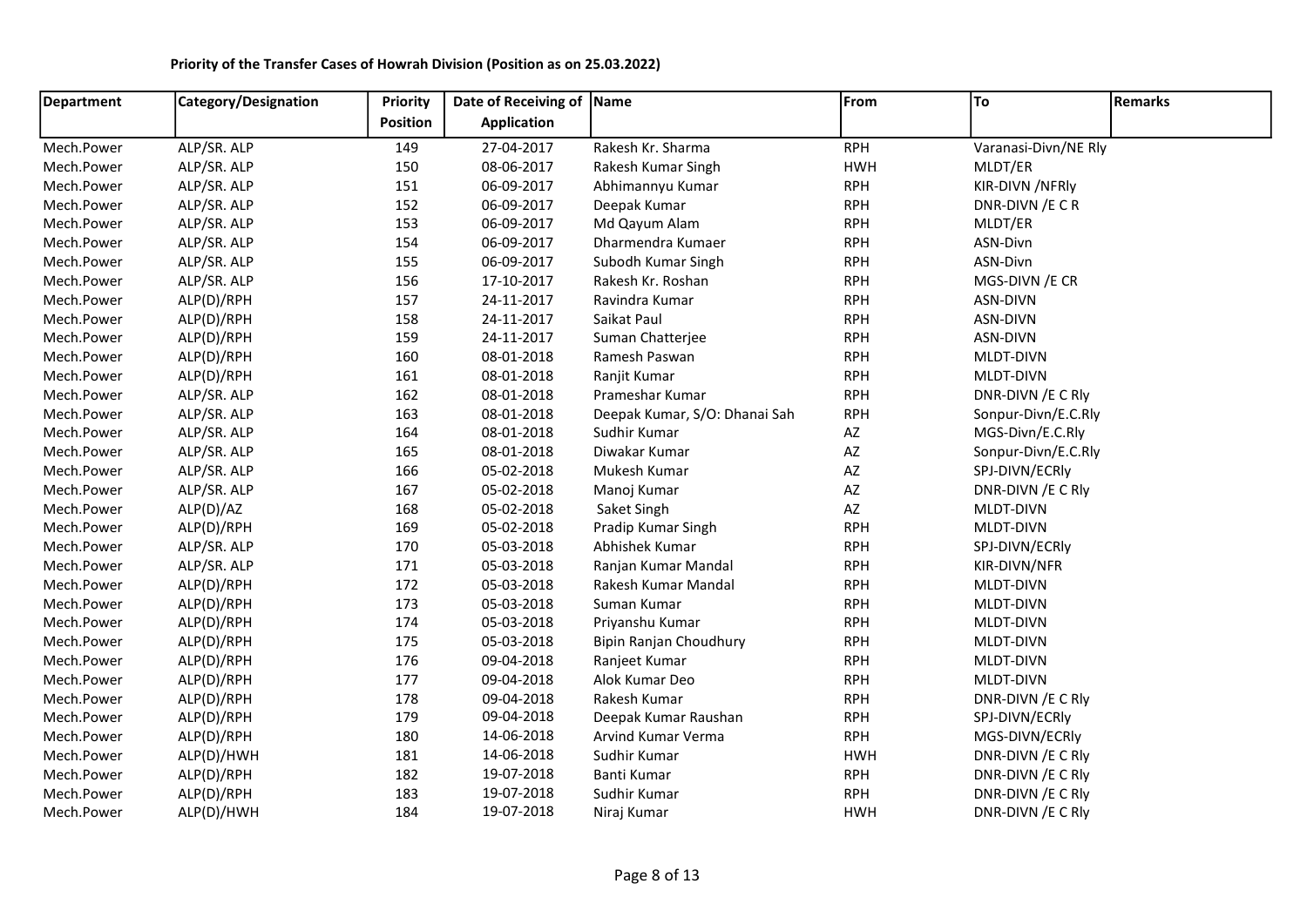**Priority of the Transfer Cases of Howrah Division (Position as on 25.03.2022)**

| Department | Category/Designation | Priority Position | Date of Receiving of Application | Name | From | To | Remarks |
|---|---|---|---|---|---|---|---|
| Mech.Power | ALP/SR. ALP | 149 | 27-04-2017 | Rakesh Kr. Sharma | RPH | Varanasi-Divn/NE Rly | |
| Mech.Power | ALP/SR. ALP | 150 | 08-06-2017 | Rakesh Kumar Singh | HWH | MLDT/ER | |
| Mech.Power | ALP/SR. ALP | 151 | 06-09-2017 | Abhimannyu Kumar | RPH | KIR-DIVN /NFRly | |
| Mech.Power | ALP/SR. ALP | 152 | 06-09-2017 | Deepak Kumar | RPH | DNR-DIVN /E C R | |
| Mech.Power | ALP/SR. ALP | 153 | 06-09-2017 | Md Qayum Alam | RPH | MLDT/ER | |
| Mech.Power | ALP/SR. ALP | 154 | 06-09-2017 | Dharmendra Kumaer | RPH | ASN-Divn | |
| Mech.Power | ALP/SR. ALP | 155 | 06-09-2017 | Subodh Kumar Singh | RPH | ASN-Divn | |
| Mech.Power | ALP/SR. ALP | 156 | 17-10-2017 | Rakesh Kr. Roshan | RPH | MGS-DIVN /E CR | |
| Mech.Power | ALP(D)/RPH | 157 | 24-11-2017 | Ravindra Kumar | RPH | ASN-DIVN | |
| Mech.Power | ALP(D)/RPH | 158 | 24-11-2017 | Saikat Paul | RPH | ASN-DIVN | |
| Mech.Power | ALP(D)/RPH | 159 | 24-11-2017 | Suman Chatterjee | RPH | ASN-DIVN | |
| Mech.Power | ALP(D)/RPH | 160 | 08-01-2018 | Ramesh Paswan | RPH | MLDT-DIVN | |
| Mech.Power | ALP(D)/RPH | 161 | 08-01-2018 | Ranjit Kumar | RPH | MLDT-DIVN | |
| Mech.Power | ALP/SR. ALP | 162 | 08-01-2018 | Prameshar Kumar | RPH | DNR-DIVN /E C Rly | |
| Mech.Power | ALP/SR. ALP | 163 | 08-01-2018 | Deepak Kumar, S/O: Dhanai Sah | RPH | Sonpur-Divn/E.C.Rly | |
| Mech.Power | ALP/SR. ALP | 164 | 08-01-2018 | Sudhir Kumar | AZ | MGS-Divn/E.C.Rly | |
| Mech.Power | ALP/SR. ALP | 165 | 08-01-2018 | Diwakar Kumar | AZ | Sonpur-Divn/E.C.Rly | |
| Mech.Power | ALP/SR. ALP | 166 | 05-02-2018 | Mukesh Kumar | AZ | SPJ-DIVN/ECRly | |
| Mech.Power | ALP/SR. ALP | 167 | 05-02-2018 | Manoj Kumar | AZ | DNR-DIVN /E C Rly | |
| Mech.Power | ALP(D)/AZ | 168 | 05-02-2018 | Saket Singh | AZ | MLDT-DIVN | |
| Mech.Power | ALP(D)/RPH | 169 | 05-02-2018 | Pradip Kumar Singh | RPH | MLDT-DIVN | |
| Mech.Power | ALP/SR. ALP | 170 | 05-03-2018 | Abhishek Kumar | RPH | SPJ-DIVN/ECRly | |
| Mech.Power | ALP/SR. ALP | 171 | 05-03-2018 | Ranjan Kumar Mandal | RPH | KIR-DIVN/NFR | |
| Mech.Power | ALP(D)/RPH | 172 | 05-03-2018 | Rakesh Kumar Mandal | RPH | MLDT-DIVN | |
| Mech.Power | ALP(D)/RPH | 173 | 05-03-2018 | Suman Kumar | RPH | MLDT-DIVN | |
| Mech.Power | ALP(D)/RPH | 174 | 05-03-2018 | Priyanshu Kumar | RPH | MLDT-DIVN | |
| Mech.Power | ALP(D)/RPH | 175 | 05-03-2018 | Bipin Ranjan Choudhury | RPH | MLDT-DIVN | |
| Mech.Power | ALP(D)/RPH | 176 | 09-04-2018 | Ranjeet Kumar | RPH | MLDT-DIVN | |
| Mech.Power | ALP(D)/RPH | 177 | 09-04-2018 | Alok Kumar Deo | RPH | MLDT-DIVN | |
| Mech.Power | ALP(D)/RPH | 178 | 09-04-2018 | Rakesh Kumar | RPH | DNR-DIVN /E C Rly | |
| Mech.Power | ALP(D)/RPH | 179 | 09-04-2018 | Deepak Kumar Raushan | RPH | SPJ-DIVN/ECRly | |
| Mech.Power | ALP(D)/RPH | 180 | 14-06-2018 | Arvind Kumar Verma | RPH | MGS-DIVN/ECRly | |
| Mech.Power | ALP(D)/HWH | 181 | 14-06-2018 | Sudhir Kumar | HWH | DNR-DIVN /E C Rly | |
| Mech.Power | ALP(D)/RPH | 182 | 19-07-2018 | Banti Kumar | RPH | DNR-DIVN /E C Rly | |
| Mech.Power | ALP(D)/RPH | 183 | 19-07-2018 | Sudhir Kumar | RPH | DNR-DIVN /E C Rly | |
| Mech.Power | ALP(D)/HWH | 184 | 19-07-2018 | Niraj Kumar | HWH | DNR-DIVN /E C Rly | |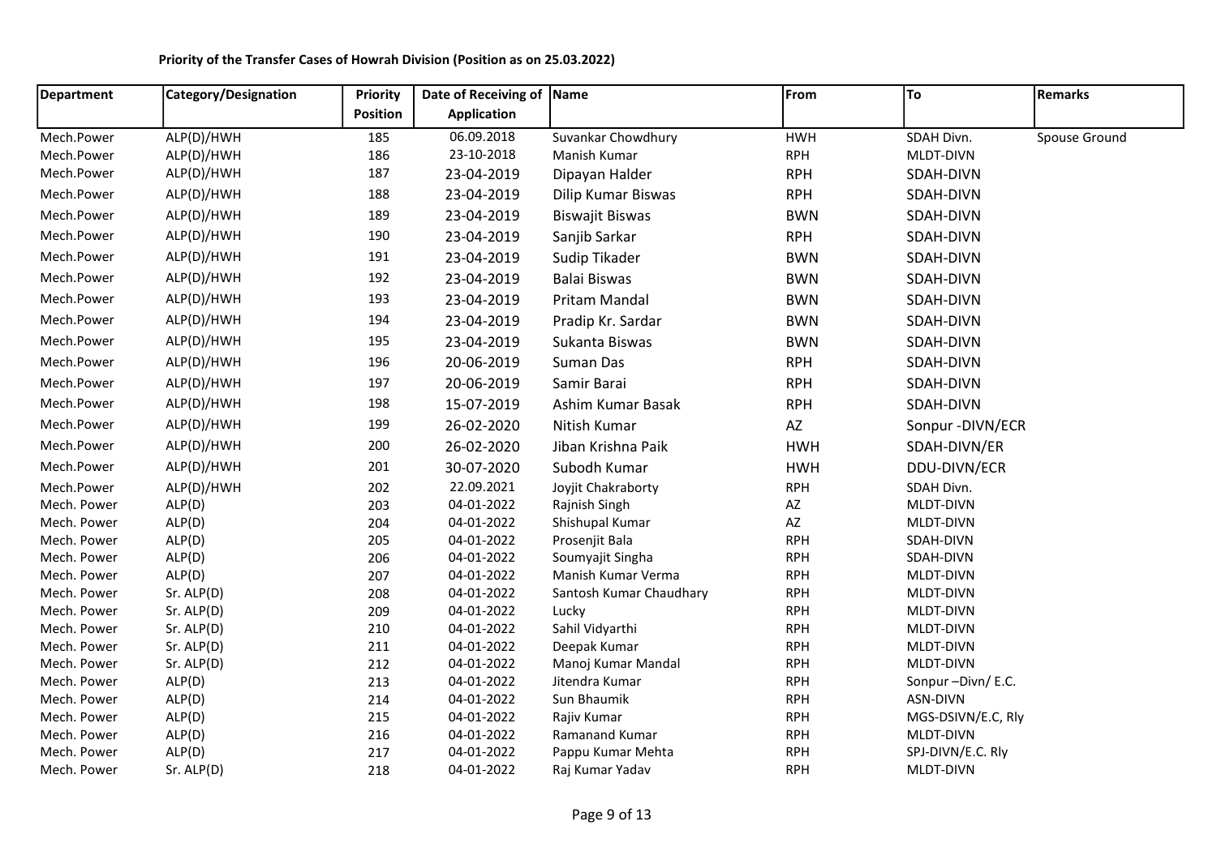**Priority of the Transfer Cases of Howrah Division (Position as on 25.03.2022)**

| Department | Category/Designation | Priority Position | Date of Receiving of Application | Name | From | To | Remarks |
|---|---|---|---|---|---|---|---|
| Mech.Power | ALP(D)/HWH | 185 | 06.09.2018 | Suvankar Chowdhury | HWH | SDAH Divn. | Spouse Ground |
| Mech.Power | ALP(D)/HWH | 186 | 23-10-2018 | Manish Kumar | RPH | MLDT-DIVN | |
| Mech.Power | ALP(D)/HWH | 187 | 23-04-2019 | Dipayan Halder | RPH | SDAH-DIVN | |
| Mech.Power | ALP(D)/HWH | 188 | 23-04-2019 | Dilip Kumar Biswas | RPH | SDAH-DIVN | |
| Mech.Power | ALP(D)/HWH | 189 | 23-04-2019 | Biswajit Biswas | BWN | SDAH-DIVN | |
| Mech.Power | ALP(D)/HWH | 190 | 23-04-2019 | Sanjib Sarkar | RPH | SDAH-DIVN | |
| Mech.Power | ALP(D)/HWH | 191 | 23-04-2019 | Sudip Tikader | BWN | SDAH-DIVN | |
| Mech.Power | ALP(D)/HWH | 192 | 23-04-2019 | Balai Biswas | BWN | SDAH-DIVN | |
| Mech.Power | ALP(D)/HWH | 193 | 23-04-2019 | Pritam Mandal | BWN | SDAH-DIVN | |
| Mech.Power | ALP(D)/HWH | 194 | 23-04-2019 | Pradip Kr. Sardar | BWN | SDAH-DIVN | |
| Mech.Power | ALP(D)/HWH | 195 | 23-04-2019 | Sukanta Biswas | BWN | SDAH-DIVN | |
| Mech.Power | ALP(D)/HWH | 196 | 20-06-2019 | Suman Das | RPH | SDAH-DIVN | |
| Mech.Power | ALP(D)/HWH | 197 | 20-06-2019 | Samir Barai | RPH | SDAH-DIVN | |
| Mech.Power | ALP(D)/HWH | 198 | 15-07-2019 | Ashim Kumar Basak | RPH | SDAH-DIVN | |
| Mech.Power | ALP(D)/HWH | 199 | 26-02-2020 | Nitish Kumar | AZ | Sonpur -DIVN/ECR | |
| Mech.Power | ALP(D)/HWH | 200 | 26-02-2020 | Jiban Krishna Paik | HWH | SDAH-DIVN/ER | |
| Mech.Power | ALP(D)/HWH | 201 | 30-07-2020 | Subodh Kumar | HWH | DDU-DIVN/ECR | |
| Mech.Power | ALP(D)/HWH | 202 | 22.09.2021 | Joyjit Chakraborty | RPH | SDAH Divn. | |
| Mech. Power | ALP(D) | 203 | 04-01-2022 | Rajnish Singh | AZ | MLDT-DIVN | |
| Mech. Power | ALP(D) | 204 | 04-01-2022 | Shishupal Kumar | AZ | MLDT-DIVN | |
| Mech. Power | ALP(D) | 205 | 04-01-2022 | Prosenjit Bala | RPH | SDAH-DIVN | |
| Mech. Power | ALP(D) | 206 | 04-01-2022 | Soumyajit Singha | RPH | SDAH-DIVN | |
| Mech. Power | ALP(D) | 207 | 04-01-2022 | Manish Kumar Verma | RPH | MLDT-DIVN | |
| Mech. Power | Sr. ALP(D) | 208 | 04-01-2022 | Santosh Kumar Chaudhary | RPH | MLDT-DIVN | |
| Mech. Power | Sr. ALP(D) | 209 | 04-01-2022 | Lucky | RPH | MLDT-DIVN | |
| Mech. Power | Sr. ALP(D) | 210 | 04-01-2022 | Sahil Vidyarthi | RPH | MLDT-DIVN | |
| Mech. Power | Sr. ALP(D) | 211 | 04-01-2022 | Deepak Kumar | RPH | MLDT-DIVN | |
| Mech. Power | Sr. ALP(D) | 212 | 04-01-2022 | Manoj Kumar Mandal | RPH | MLDT-DIVN | |
| Mech. Power | ALP(D) | 213 | 04-01-2022 | Jitendra Kumar | RPH | Sonpur –Divn/ E.C. | |
| Mech. Power | ALP(D) | 214 | 04-01-2022 | Sun Bhaumik | RPH | ASN-DIVN | |
| Mech. Power | ALP(D) | 215 | 04-01-2022 | Rajiv Kumar | RPH | MGS-DSIVN/E.C, Rly | |
| Mech. Power | ALP(D) | 216 | 04-01-2022 | Ramanand Kumar | RPH | MLDT-DIVN | |
| Mech. Power | ALP(D) | 217 | 04-01-2022 | Pappu Kumar Mehta | RPH | SPJ-DIVN/E.C. Rly | |
| Mech. Power | Sr. ALP(D) | 218 | 04-01-2022 | Raj Kumar Yadav | RPH | MLDT-DIVN | |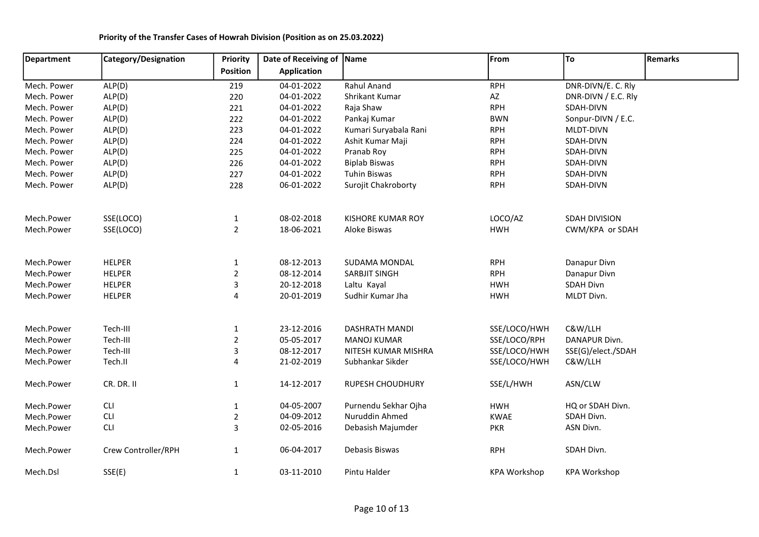**Priority of the Transfer Cases of Howrah Division (Position as on 25.03.2022)**

| Department | Category/Designation | Priority Position | Date of Receiving of Application | Name | From | To | Remarks |
|---|---|---|---|---|---|---|---|
| Mech. Power | ALP(D) | 219 | 04-01-2022 | Rahul Anand | RPH | DNR-DIVN/E. C. Rly | |
| Mech. Power | ALP(D) | 220 | 04-01-2022 | Shrikant Kumar | AZ | DNR-DIVN / E.C. Rly | |
| Mech. Power | ALP(D) | 221 | 04-01-2022 | Raja Shaw | RPH | SDAH-DIVN | |
| Mech. Power | ALP(D) | 222 | 04-01-2022 | Pankaj Kumar | BWN | Sonpur-DIVN / E.C. | |
| Mech. Power | ALP(D) | 223 | 04-01-2022 | Kumari Suryabala Rani | RPH | MLDT-DIVN | |
| Mech. Power | ALP(D) | 224 | 04-01-2022 | Ashit Kumar Maji | RPH | SDAH-DIVN | |
| Mech. Power | ALP(D) | 225 | 04-01-2022 | Pranab Roy | RPH | SDAH-DIVN | |
| Mech. Power | ALP(D) | 226 | 04-01-2022 | Biplab Biswas | RPH | SDAH-DIVN | |
| Mech. Power | ALP(D) | 227 | 04-01-2022 | Tuhin Biswas | RPH | SDAH-DIVN | |
| Mech. Power | ALP(D) | 228 | 06-01-2022 | Surojit Chakroborty | RPH | SDAH-DIVN | |
| | | | | | | | |
| Mech.Power | SSE(LOCO) | 1 | 08-02-2018 | KISHORE KUMAR ROY | LOCO/AZ | SDAH DIVISION | |
| Mech.Power | SSE(LOCO) | 2 | 18-06-2021 | Aloke Biswas | HWH | CWM/KPA or SDAH | |
| | | | | | | | |
| Mech.Power | HELPER | 1 | 08-12-2013 | SUDAMA MONDAL | RPH | Danapur Divn | |
| Mech.Power | HELPER | 2 | 08-12-2014 | SARBJIT SINGH | RPH | Danapur Divn | |
| Mech.Power | HELPER | 3 | 20-12-2018 | Laltu Kayal | HWH | SDAH Divn | |
| Mech.Power | HELPER | 4 | 20-01-2019 | Sudhir Kumar Jha | HWH | MLDT Divn. | |
| | | | | | | | |
| Mech.Power | Tech-III | 1 | 23-12-2016 | DASHRATH MANDI | SSE/LOCO/HWH | C&W/LLH | |
| Mech.Power | Tech-III | 2 | 05-05-2017 | MANOJ KUMAR | SSE/LOCO/RPH | DANAPUR Divn. | |
| Mech.Power | Tech-III | 3 | 08-12-2017 | NITESH KUMAR MISHRA | SSE/LOCO/HWH | SSE(G)/elect./SDAH | |
| Mech.Power | Tech.II | 4 | 21-02-2019 | Subhankar Sikder | SSE/LOCO/HWH | C&W/LLH | |
| | | | | | | | |
| Mech.Power | CR. DR. II | 1 | 14-12-2017 | RUPESH CHOUDHURY | SSE/L/HWH | ASN/CLW | |
| | | | | | | | |
| Mech.Power | CLI | 1 | 04-05-2007 | Purnendu Sekhar Ojha | HWH | HQ or SDAH Divn. | |
| Mech.Power | CLI | 2 | 04-09-2012 | Nuruddin Ahmed | KWAE | SDAH Divn. | |
| Mech.Power | CLI | 3 | 02-05-2016 | Debasish Majumder | PKR | ASN Divn. | |
| | | | | | | | |
| Mech.Power | Crew Controller/RPH | 1 | 06-04-2017 | Debasis Biswas | RPH | SDAH Divn. | |
| | | | | | | | |
| Mech.Dsl | SSE(E) | 1 | 03-11-2010 | Pintu Halder | KPA Workshop | KPA Workshop | |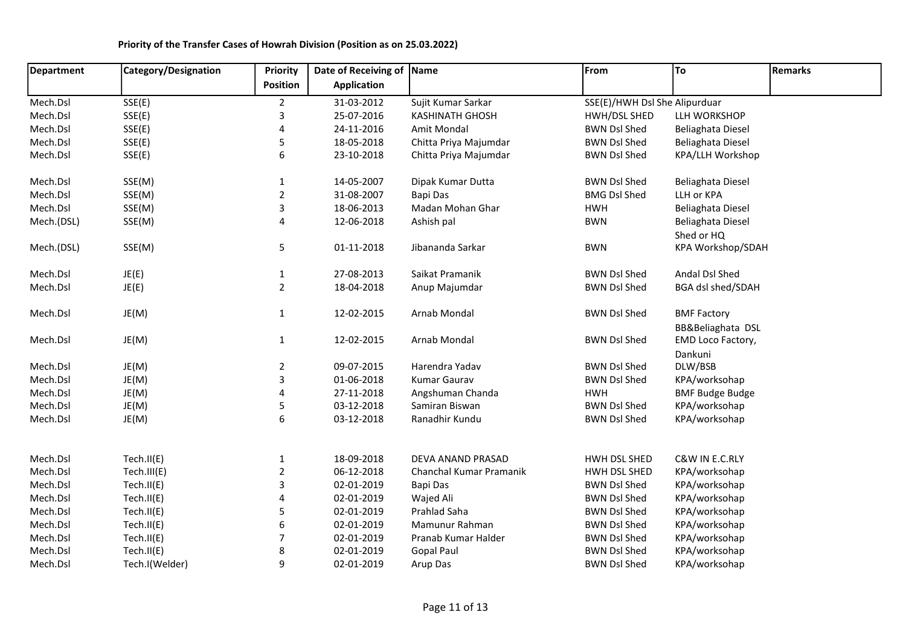**Priority of the Transfer Cases of Howrah Division (Position as on 25.03.2022)**

| Department | Category/Designation | Priority Position | Date of Receiving of Application | Name | From | To | Remarks |
|---|---|---|---|---|---|---|---|
| Mech.Dsl | SSE(E) | 2 | 31-03-2012 | Sujit Kumar Sarkar | SSE(E)/HWH Dsl She | Alipurduar | |
| Mech.Dsl | SSE(E) | 3 | 25-07-2016 | KASHINATH GHOSH | HWH/DSL SHED | LLH WORKSHOP | |
| Mech.Dsl | SSE(E) | 4 | 24-11-2016 | Amit Mondal | BWN Dsl Shed | Beliaghata Diesel | |
| Mech.Dsl | SSE(E) | 5 | 18-05-2018 | Chitta Priya Majumdar | BWN Dsl Shed | Beliaghata Diesel | |
| Mech.Dsl | SSE(E) | 6 | 23-10-2018 | Chitta Priya Majumdar | BWN Dsl Shed | KPA/LLH Workshop | |
| Mech.Dsl | SSE(M) | 1 | 14-05-2007 | Dipak Kumar Dutta | BWN Dsl Shed | Beliaghata Diesel | |
| Mech.Dsl | SSE(M) | 2 | 31-08-2007 | Bapi Das | BMG Dsl Shed | LLH or KPA | |
| Mech.Dsl | SSE(M) | 3 | 18-06-2013 | Madan Mohan Ghar | HWH | Beliaghata Diesel | |
| Mech.(DSL) | SSE(M) | 4 | 12-06-2018 | Ashish pal | BWN | Beliaghata Diesel Shed or HQ | |
| Mech.(DSL) | SSE(M) | 5 | 01-11-2018 | Jibananda Sarkar | BWN | KPA Workshop/SDAH | |
| Mech.Dsl | JE(E) | 1 | 27-08-2013 | Saikat Pramanik | BWN Dsl Shed | Andal Dsl Shed | |
| Mech.Dsl | JE(E) | 2 | 18-04-2018 | Anup Majumdar | BWN Dsl Shed | BGA dsl shed/SDAH | |
| Mech.Dsl | JE(M) | 1 | 12-02-2015 | Arnab Mondal | BWN Dsl Shed | BMF Factory BB&Beliaghata DSL | |
| Mech.Dsl | JE(M) | 1 | 12-02-2015 | Arnab Mondal | BWN Dsl Shed | EMD Loco Factory, Dankuni | |
| Mech.Dsl | JE(M) | 2 | 09-07-2015 | Harendra Yadav | BWN Dsl Shed | DLW/BSB | |
| Mech.Dsl | JE(M) | 3 | 01-06-2018 | Kumar Gaurav | BWN Dsl Shed | KPA/worksohap | |
| Mech.Dsl | JE(M) | 4 | 27-11-2018 | Angshuman Chanda | HWH | BMF Budge Budge | |
| Mech.Dsl | JE(M) | 5 | 03-12-2018 | Samiran Biswan | BWN Dsl Shed | KPA/worksohap | |
| Mech.Dsl | JE(M) | 6 | 03-12-2018 | Ranadhir Kundu | BWN Dsl Shed | KPA/worksohap | |
| Mech.Dsl | Tech.II(E) | 1 | 18-09-2018 | DEVA ANAND PRASAD | HWH DSL SHED | C&W IN E.C.RLY | |
| Mech.Dsl | Tech.III(E) | 2 | 06-12-2018 | Chanchal Kumar Pramanik | HWH DSL SHED | KPA/worksohap | |
| Mech.Dsl | Tech.II(E) | 3 | 02-01-2019 | Bapi Das | BWN Dsl Shed | KPA/worksohap | |
| Mech.Dsl | Tech.II(E) | 4 | 02-01-2019 | Wajed Ali | BWN Dsl Shed | KPA/worksohap | |
| Mech.Dsl | Tech.II(E) | 5 | 02-01-2019 | Prahlad Saha | BWN Dsl Shed | KPA/worksohap | |
| Mech.Dsl | Tech.II(E) | 6 | 02-01-2019 | Mamunur Rahman | BWN Dsl Shed | KPA/worksohap | |
| Mech.Dsl | Tech.II(E) | 7 | 02-01-2019 | Pranab Kumar Halder | BWN Dsl Shed | KPA/worksohap | |
| Mech.Dsl | Tech.II(E) | 8 | 02-01-2019 | Gopal Paul | BWN Dsl Shed | KPA/worksohap | |
| Mech.Dsl | Tech.I(Welder) | 9 | 02-01-2019 | Arup Das | BWN Dsl Shed | KPA/worksohap | |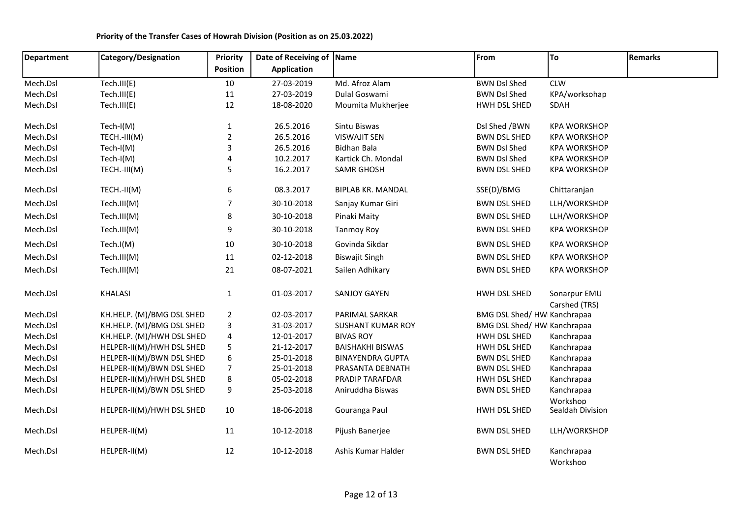**Priority of the Transfer Cases of Howrah Division (Position as on 25.03.2022)**

| Department | Category/Designation | Priority Position | Date of Receiving of Application | Name | From | To | Remarks |
|---|---|---|---|---|---|---|---|
| Mech.Dsl | Tech.III(E) | 10 | 27-03-2019 | Md. Afroz Alam | BWN Dsl Shed | CLW | |
| Mech.Dsl | Tech.III(E) | 11 | 27-03-2019 | Dulal Goswami | BWN Dsl Shed | KPA/worksohap | |
| Mech.Dsl | Tech.III(E) | 12 | 18-08-2020 | Moumita Mukherjee | HWH DSL SHED | SDAH | |
| Mech.Dsl | Tech-I(M) | 1 | 26.5.2016 | Sintu Biswas | Dsl Shed /BWN | KPA WORKSHOP | |
| Mech.Dsl | TECH.-III(M) | 2 | 26.5.2016 | VISWAJIT SEN | BWN DSL SHED | KPA WORKSHOP | |
| Mech.Dsl | Tech-I(M) | 3 | 26.5.2016 | Bidhan Bala | BWN Dsl Shed | KPA WORKSHOP | |
| Mech.Dsl | Tech-I(M) | 4 | 10.2.2017 | Kartick Ch. Mondal | BWN Dsl Shed | KPA WORKSHOP | |
| Mech.Dsl | TECH.-III(M) | 5 | 16.2.2017 | SAMR GHOSH | BWN DSL SHED | KPA WORKSHOP | |
| Mech.Dsl | TECH.-II(M) | 6 | 08.3.2017 | BIPLAB KR. MANDAL | SSE(D)/BMG | Chittaranjan | |
| Mech.Dsl | Tech.III(M) | 7 | 30-10-2018 | Sanjay Kumar Giri | BWN DSL SHED | LLH/WORKSHOP | |
| Mech.Dsl | Tech.III(M) | 8 | 30-10-2018 | Pinaki Maity | BWN DSL SHED | LLH/WORKSHOP | |
| Mech.Dsl | Tech.III(M) | 9 | 30-10-2018 | Tanmoy Roy | BWN DSL SHED | KPA WORKSHOP | |
| Mech.Dsl | Tech.I(M) | 10 | 30-10-2018 | Govinda Sikdar | BWN DSL SHED | KPA WORKSHOP | |
| Mech.Dsl | Tech.III(M) | 11 | 02-12-2018 | Biswajit Singh | BWN DSL SHED | KPA WORKSHOP | |
| Mech.Dsl | Tech.III(M) | 21 | 08-07-2021 | Sailen Adhikary | BWN DSL SHED | KPA WORKSHOP | |
| Mech.Dsl | KHALASI | 1 | 01-03-2017 | SANJOY GAYEN | HWH DSL SHED | Sonarpur EMU Carshed (TRS) | |
| Mech.Dsl | KH.HELP. (M)/BMG DSL SHED | 2 | 02-03-2017 | PARIMAL SARKAR | BMG DSL Shed/ HWI | Kanchrapaa | |
| Mech.Dsl | KH.HELP. (M)/BMG DSL SHED | 3 | 31-03-2017 | SUSHANT KUMAR ROY | BMG DSL Shed/ HWI | Kanchrapaa | |
| Mech.Dsl | KH.HELP. (M)/HWH DSL SHED | 4 | 12-01-2017 | BIVAS ROY | HWH DSL SHED | Kanchrapaa | |
| Mech.Dsl | HELPER-II(M)/HWH DSL SHED | 5 | 21-12-2017 | BAISHAKHI BISWAS | HWH DSL SHED | Kanchrapaa | |
| Mech.Dsl | HELPER-II(M)/BWN DSL SHED | 6 | 25-01-2018 | BINAYENDRA GUPTA | BWN DSL SHED | Kanchrapaa | |
| Mech.Dsl | HELPER-II(M)/BWN DSL SHED | 7 | 25-01-2018 | PRASANTA DEBNATH | BWN DSL SHED | Kanchrapaa | |
| Mech.Dsl | HELPER-II(M)/HWH DSL SHED | 8 | 05-02-2018 | PRADIP TARAFDAR | HWH DSL SHED | Kanchrapaa | |
| Mech.Dsl | HELPER-II(M)/BWN DSL SHED | 9 | 25-03-2018 | Aniruddha Biswas | BWN DSL SHED | Kanchrapaa Workshop | |
| Mech.Dsl | HELPER-II(M)/HWH DSL SHED | 10 | 18-06-2018 | Gouranga Paul | HWH DSL SHED | Sealdah Division | |
| Mech.Dsl | HELPER-II(M) | 11 | 10-12-2018 | Pijush Banerjee | BWN DSL SHED | LLH/WORKSHOP | |
| Mech.Dsl | HELPER-II(M) | 12 | 10-12-2018 | Ashis Kumar Halder | BWN DSL SHED | Kanchrapaa Workshop | |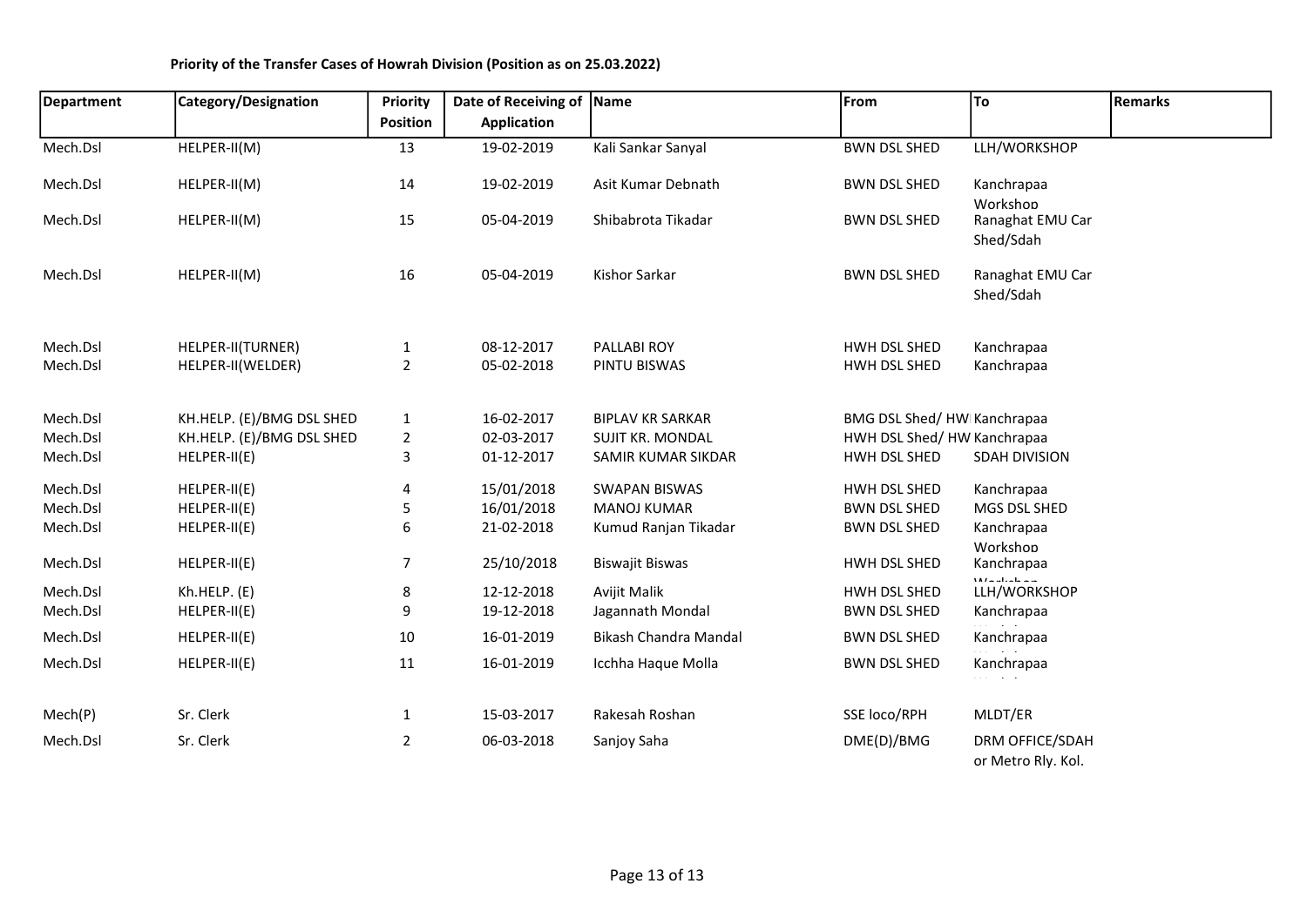**Priority of the Transfer Cases of Howrah Division (Position as on 25.03.2022)**

| Department | Category/Designation | Priority Position | Date of Receiving of Application | Name | From | To | Remarks |
|---|---|---|---|---|---|---|---|
| Mech.Dsl | HELPER-II(M) | 13 | 19-02-2019 | Kali Sankar Sanyal | BWN DSL SHED | LLH/WORKSHOP | |
| Mech.Dsl | HELPER-II(M) | 14 | 19-02-2019 | Asit Kumar Debnath | BWN DSL SHED | Kanchrapaa Workshop | |
| Mech.Dsl | HELPER-II(M) | 15 | 05-04-2019 | Shibabrota Tikadar | BWN DSL SHED | Ranaghat EMU Car Shed/Sdah | |
| Mech.Dsl | HELPER-II(M) | 16 | 05-04-2019 | Kishor Sarkar | BWN DSL SHED | Ranaghat EMU Car Shed/Sdah | |
| Mech.Dsl | HELPER-II(TURNER) | 1 | 08-12-2017 | PALLABI ROY | HWH DSL SHED | Kanchrapaa | |
| Mech.Dsl | HELPER-II(WELDER) | 2 | 05-02-2018 | PINTU BISWAS | HWH DSL SHED | Kanchrapaa | |
| Mech.Dsl | KH.HELP. (E)/BMG DSL SHED | 1 | 16-02-2017 | BIPLAV KR SARKAR | BMG DSL Shed/ HWH | Kanchrapaa | |
| Mech.Dsl | KH.HELP. (E)/BMG DSL SHED | 2 | 02-03-2017 | SUJIT KR. MONDAL | HWH DSL Shed/ HWH | Kanchrapaa | |
| Mech.Dsl | HELPER-II(E) | 3 | 01-12-2017 | SAMIR KUMAR SIKDAR | HWH DSL SHED | SDAH DIVISION | |
| Mech.Dsl | HELPER-II(E) | 4 | 15/01/2018 | SWAPAN BISWAS | HWH DSL SHED | Kanchrapaa | |
| Mech.Dsl | HELPER-II(E) | 5 | 16/01/2018 | MANOJ KUMAR | BWN DSL SHED | MGS DSL SHED | |
| Mech.Dsl | HELPER-II(E) | 6 | 21-02-2018 | Kumud Ranjan Tikadar | BWN DSL SHED | Kanchrapaa Workshop | |
| Mech.Dsl | HELPER-II(E) | 7 | 25/10/2018 | Biswajit Biswas | HWH DSL SHED | Kanchrapaa Workshop | |
| Mech.Dsl | Kh.HELP. (E) | 8 | 12-12-2018 | Avijit Malik | HWH DSL SHED | LLH/WORKSHOP | |
| Mech.Dsl | HELPER-II(E) | 9 | 19-12-2018 | Jagannath Mondal | BWN DSL SHED | Kanchrapaa Workshop | |
| Mech.Dsl | HELPER-II(E) | 10 | 16-01-2019 | Bikash Chandra Mandal | BWN DSL SHED | Kanchrapaa Workshop | |
| Mech.Dsl | HELPER-II(E) | 11 | 16-01-2019 | Icchha Haque Molla | BWN DSL SHED | Kanchrapaa Workshop | |
| Mech(P) | Sr. Clerk | 1 | 15-03-2017 | Rakesah Roshan | SSE loco/RPH | MLDT/ER | |
| Mech.Dsl | Sr. Clerk | 2 | 06-03-2018 | Sanjoy Saha | DME(D)/BMG | DRM OFFICE/SDAH or Metro Rly. Kol. | |